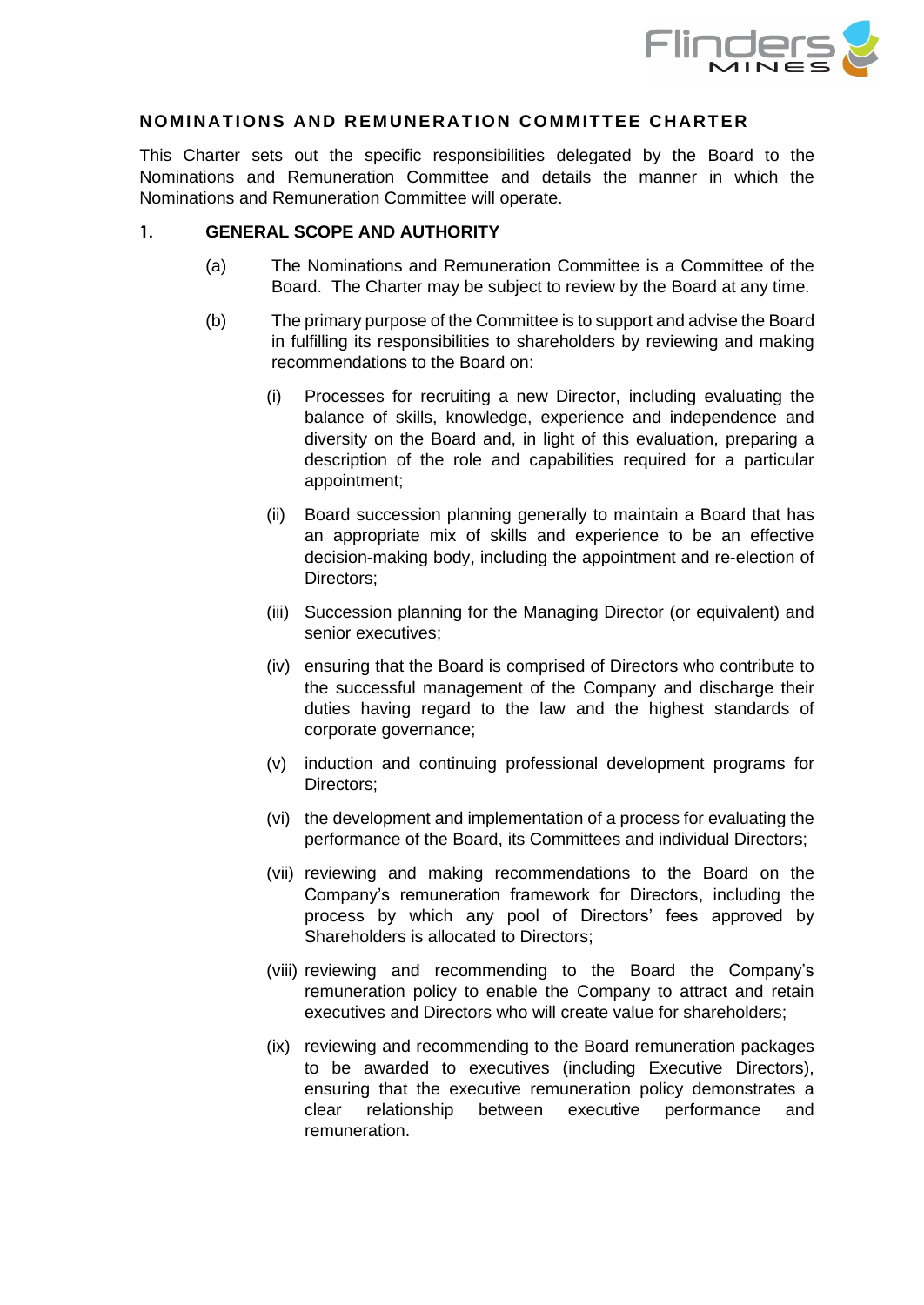# NOMINATIONS AND REMUNERATION COMMITTEE CHARTER

This Charter sets out the specific responsibilities delegated by the Board to the Nominations and Remuneration Committee and details the manner in which the Nominations and Remuneration Committee will operate.

## 1. GENERAL SCOPE AND AUTHORITY

(a) The Nominations and Remuneration Committee is a Committee of the Board. The Charter may be subject to review by the Board at any time.

(b) The primary purpose of the Committee is to support and advise the Board in fulfilling its responsibilities to shareholders by reviewing and making recommendations to the Board on:

(i) Processes for recruiting a new Director, including evaluating the balance of skills, knowledge, experience and independence and diversity on the Board and, in light of this evaluation, preparing a description of the role and capabilities required for a particular appointment;

(ii) Board succession planning generally to maintain a Board that has an appropriate mix of skills and experience to be an effective decision-making body, including the appointment and re-election of Directors;

(iii) Succession planning for the Managing Director (or equivalent) and senior executives;

(iv) ensuring that the Board is comprised of Directors who contribute to the successful management of the Company and discharge their duties having regard to the law and the highest standards of corporate governance;

(v) induction and continuing professional development programs for Directors;

(vi) the development and implementation of a process for evaluating the performance of the Board, its Committees and individual Directors;

(vii) reviewing and making recommendations to the Board on the Company's remuneration framework for Directors, including the process by which any pool of Directors' fees approved by Shareholders is allocated to Directors;

(viii) reviewing and recommending to the Board the Company's remuneration policy to enable the Company to attract and retain executives and Directors who will create value for shareholders;

(ix) reviewing and recommending to the Board remuneration packages to be awarded to executives (including Executive Directors), ensuring that the executive remuneration policy demonstrates a clear relationship between executive performance and remuneration.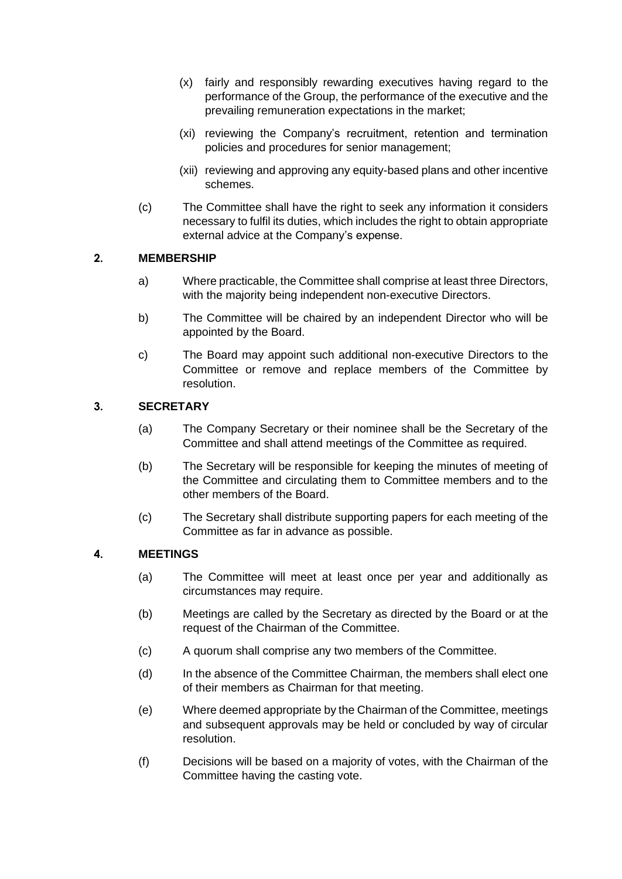(x) fairly and responsibly rewarding executives having regard to the performance of the Group, the performance of the executive and the prevailing remuneration expectations in the market;

(xi) reviewing the Company's recruitment, retention and termination policies and procedures for senior management;

(xii) reviewing and approving any equity-based plans and other incentive schemes.

(c) The Committee shall have the right to seek any information it considers necessary to fulfil its duties, which includes the right to obtain appropriate external advice at the Company's expense.

## 2. MEMBERSHIP

a) Where practicable, the Committee shall comprise at least three Directors, with the majority being independent non-executive Directors.

b) The Committee will be chaired by an independent Director who will be appointed by the Board.

c) The Board may appoint such additional non-executive Directors to the Committee or remove and replace members of the Committee by resolution.

## 3. SECRETARY

(a) The Company Secretary or their nominee shall be the Secretary of the Committee and shall attend meetings of the Committee as required.

(b) The Secretary will be responsible for keeping the minutes of meeting of the Committee and circulating them to Committee members and to the other members of the Board.

(c) The Secretary shall distribute supporting papers for each meeting of the Committee as far in advance as possible.

## 4. MEETINGS

(a) The Committee will meet at least once per year and additionally as circumstances may require.

(b) Meetings are called by the Secretary as directed by the Board or at the request of the Chairman of the Committee.

(c) A quorum shall comprise any two members of the Committee.

(d) In the absence of the Committee Chairman, the members shall elect one of their members as Chairman for that meeting.

(e) Where deemed appropriate by the Chairman of the Committee, meetings and subsequent approvals may be held or concluded by way of circular resolution.

(f) Decisions will be based on a majority of votes, with the Chairman of the Committee having the casting vote.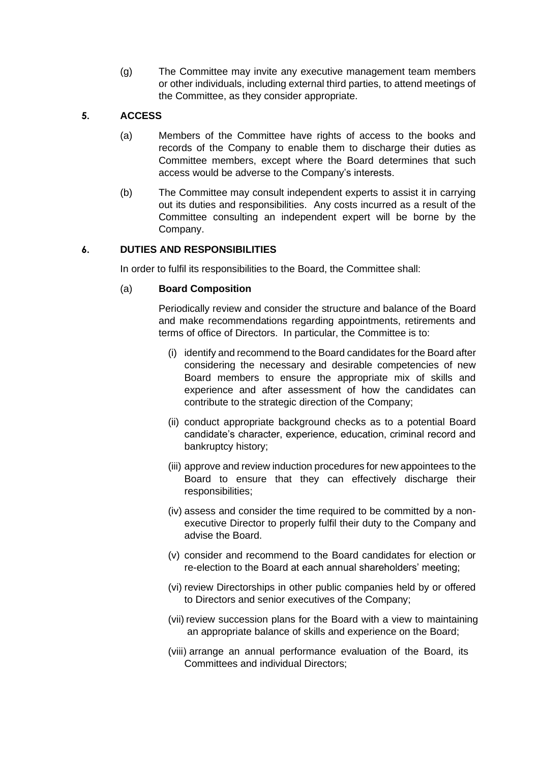(g) The Committee may invite any executive management team members or other individuals, including external third parties, to attend meetings of the Committee, as they consider appropriate.

## 5. ACCESS

(a) Members of the Committee have rights of access to the books and records of the Company to enable them to discharge their duties as Committee members, except where the Board determines that such access would be adverse to the Company's interests.

(b) The Committee may consult independent experts to assist it in carrying out its duties and responsibilities. Any costs incurred as a result of the Committee consulting an independent expert will be borne by the Company.

## 6. DUTIES AND RESPONSIBILITIES

In order to fulfil its responsibilities to the Board, the Committee shall:

(a) **Board Composition**

Periodically review and consider the structure and balance of the Board and make recommendations regarding appointments, retirements and terms of office of Directors. In particular, the Committee is to:

(i) identify and recommend to the Board candidates for the Board after considering the necessary and desirable competencies of new Board members to ensure the appropriate mix of skills and experience and after assessment of how the candidates can contribute to the strategic direction of the Company;

(ii) conduct appropriate background checks as to a potential Board candidate's character, experience, education, criminal record and bankruptcy history;

(iii) approve and review induction procedures for new appointees to the Board to ensure that they can effectively discharge their responsibilities;

(iv) assess and consider the time required to be committed by a non-executive Director to properly fulfil their duty to the Company and advise the Board.

(v) consider and recommend to the Board candidates for election or re-election to the Board at each annual shareholders' meeting;

(vi) review Directorships in other public companies held by or offered to Directors and senior executives of the Company;

(vii) review succession plans for the Board with a view to maintaining an appropriate balance of skills and experience on the Board;

(viii) arrange an annual performance evaluation of the Board, its Committees and individual Directors;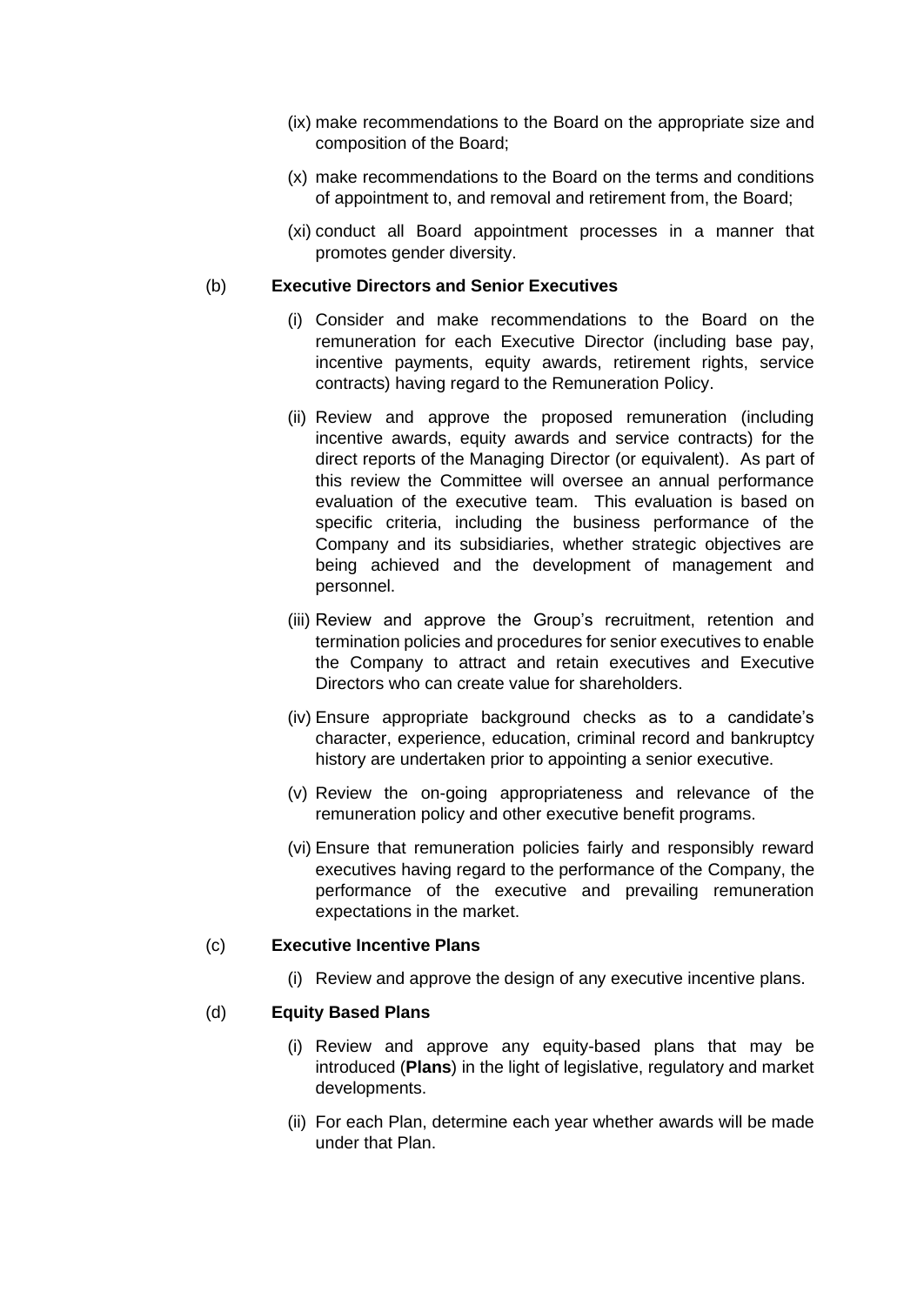(ix) make recommendations to the Board on the appropriate size and composition of the Board;

(x) make recommendations to the Board on the terms and conditions of appointment to, and removal and retirement from, the Board;

(xi) conduct all Board appointment processes in a manner that promotes gender diversity.

(b) **Executive Directors and Senior Executives**

(i) Consider and make recommendations to the Board on the remuneration for each Executive Director (including base pay, incentive payments, equity awards, retirement rights, service contracts) having regard to the Remuneration Policy.

(ii) Review and approve the proposed remuneration (including incentive awards, equity awards and service contracts) for the direct reports of the Managing Director (or equivalent). As part of this review the Committee will oversee an annual performance evaluation of the executive team. This evaluation is based on specific criteria, including the business performance of the Company and its subsidiaries, whether strategic objectives are being achieved and the development of management and personnel.

(iii) Review and approve the Group's recruitment, retention and termination policies and procedures for senior executives to enable the Company to attract and retain executives and Executive Directors who can create value for shareholders.

(iv) Ensure appropriate background checks as to a candidate's character, experience, education, criminal record and bankruptcy history are undertaken prior to appointing a senior executive.

(v) Review the on-going appropriateness and relevance of the remuneration policy and other executive benefit programs.

(vi) Ensure that remuneration policies fairly and responsibly reward executives having regard to the performance of the Company, the performance of the executive and prevailing remuneration expectations in the market.

(c) **Executive Incentive Plans**

(i) Review and approve the design of any executive incentive plans.

(d) **Equity Based Plans**

(i) Review and approve any equity-based plans that may be introduced (**Plans**) in the light of legislative, regulatory and market developments.

(ii) For each Plan, determine each year whether awards will be made under that Plan.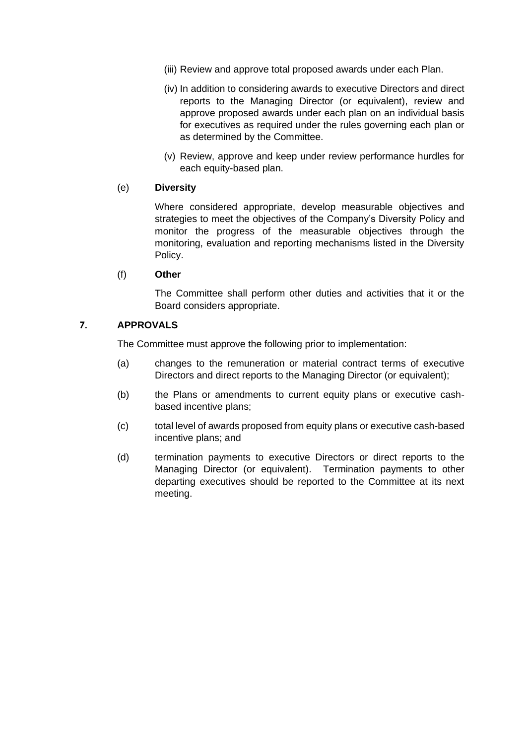(iii) Review and approve total proposed awards under each Plan.

(iv) In addition to considering awards to executive Directors and direct reports to the Managing Director (or equivalent), review and approve proposed awards under each plan on an individual basis for executives as required under the rules governing each plan or as determined by the Committee.

(v) Review, approve and keep under review performance hurdles for each equity-based plan.

(e) **Diversity**

Where considered appropriate, develop measurable objectives and strategies to meet the objectives of the Company's Diversity Policy and monitor the progress of the measurable objectives through the monitoring, evaluation and reporting mechanisms listed in the Diversity Policy.

(f) **Other**

The Committee shall perform other duties and activities that it or the Board considers appropriate.

## 7. APPROVALS

The Committee must approve the following prior to implementation:

(a) changes to the remuneration or material contract terms of executive Directors and direct reports to the Managing Director (or equivalent);

(b) the Plans or amendments to current equity plans or executive cash-based incentive plans;

(c) total level of awards proposed from equity plans or executive cash-based incentive plans; and

(d) termination payments to executive Directors or direct reports to the Managing Director (or equivalent). Termination payments to other departing executives should be reported to the Committee at its next meeting.